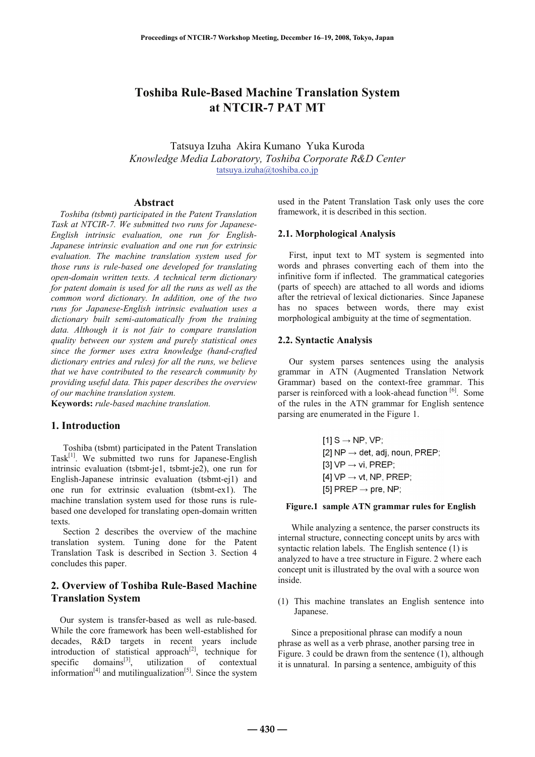# Toshiba Rule-Based Machine Translation System at NTCIR-7 PAT MT

Tatsuya Izuha Akira Kumano Yuka Kuroda
*Knowledge Media Laboratory, Toshiba Corporate R&D Center*
tatsuya.izuha@toshiba.co.jp

## Abstract

*Toshiba (tsbmt) participated in the Patent Translation Task at NTCIR-7. We submitted two runs for Japanese-English intrinsic evaluation, one run for English-Japanese intrinsic evaluation and one run for extrinsic evaluation. The machine translation system used for those runs is rule-based one developed for translating open-domain written texts. A technical term dictionary for patent domain is used for all the runs as well as the common word dictionary. In addition, one of the two runs for Japanese-English intrinsic evaluation uses a dictionary built semi-automatically from the training data. Although it is not fair to compare translation quality between our system and purely statistical ones since the former uses extra knowledge (hand-crafted dictionary entries and rules) for all the runs, we believe that we have contributed to the research community by providing useful data. This paper describes the overview of our machine translation system.*

**Keywords:** *rule-based machine translation.*

## 1. Introduction

Toshiba (tsbmt) participated in the Patent Translation Task[1]. We submitted two runs for Japanese-English intrinsic evaluation (tsbmt-je1, tsbmt-je2), one run for English-Japanese intrinsic evaluation (tsbmt-ej1) and one run for extrinsic evaluation (tsbmt-ex1). The machine translation system used for those runs is rule-based one developed for translating open-domain written texts.

Section 2 describes the overview of the machine translation system. Tuning done for the Patent Translation Task is described in Section 3. Section 4 concludes this paper.

## 2. Overview of Toshiba Rule-Based Machine Translation System

Our system is transfer-based as well as rule-based. While the core framework has been well-established for decades, R&D targets in recent years include introduction of statistical approach[2], technique for specific domains[3], utilization of contextual information[4] and mutilingualization[5]. Since the system used in the Patent Translation Task only uses the core framework, it is described in this section.

### 2.1. Morphological Analysis

First, input text to MT system is segmented into words and phrases converting each of them into the infinitive form if inflected. The grammatical categories (parts of speech) are attached to all words and idioms after the retrieval of lexical dictionaries. Since Japanese has no spaces between words, there may exist morphological ambiguity at the time of segmentation.

### 2.2. Syntactic Analysis

Our system parses sentences using the analysis grammar in ATN (Augmented Translation Network Grammar) based on the context-free grammar. This parser is reinforced with a look-ahead function [6]. Some of the rules in the ATN grammar for English sentence parsing are enumerated in the Figure 1.

[1] S → NP, VP;
[2] NP → det, adj, noun, PREP;
[3] VP → vi, PREP;
[4] VP → vt, NP, PREP;
[5] PREP → pre, NP;

**Figure.1 sample ATN grammar rules for English**

While analyzing a sentence, the parser constructs its internal structure, connecting concept units by arcs with syntactic relation labels. The English sentence (1) is analyzed to have a tree structure in Figure. 2 where each concept unit is illustrated by the oval with a source won inside.

(1) This machine translates an English sentence into Japanese.

Since a prepositional phrase can modify a noun phrase as well as a verb phrase, another parsing tree in Figure. 3 could be drawn from the sentence (1), although it is unnatural. In parsing a sentence, ambiguity of this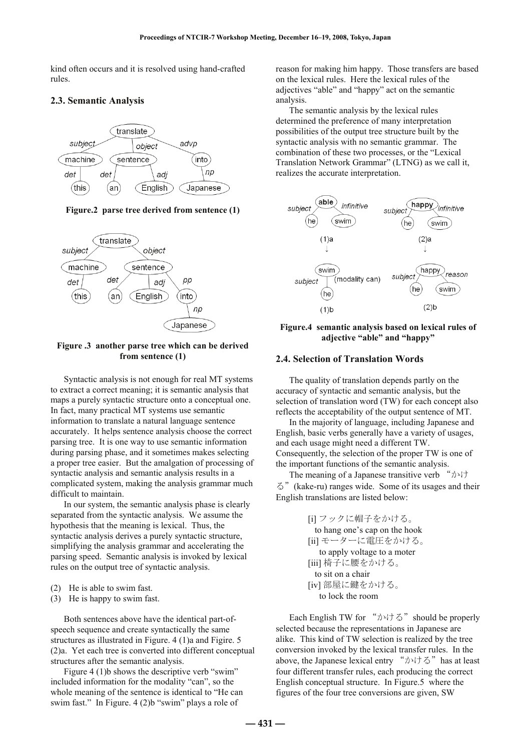kind often occurs and it is resolved using hand-crafted rules.

### 2.3. Semantic Analysis

**Figure.2 parse tree derived from sentence (1)**

**Figure .3 another parse tree which can be derived from sentence (1)**

Syntactic analysis is not enough for real MT systems to extract a correct meaning; it is semantic analysis that maps a purely syntactic structure onto a conceptual one. In fact, many practical MT systems use semantic information to translate a natural language sentence accurately. It helps sentence analysis choose the correct parsing tree. It is one way to use semantic information during parsing phase, and it sometimes makes selecting a proper tree easier. But the amalgation of processing of syntactic analysis and semantic analysis results in a complicated system, making the analysis grammar much difficult to maintain.

In our system, the semantic analysis phase is clearly separated from the syntactic analysis. We assume the hypothesis that the meaning is lexical. Thus, the syntactic analysis derives a purely syntactic structure, simplifying the analysis grammar and accelerating the parsing speed. Semantic analysis is invoked by lexical rules on the output tree of syntactic analysis.

(2) He is able to swim fast.
(3) He is happy to swim fast.

Both sentences above have the identical part-of-speech sequence and create syntactically the same structures as illustrated in Figure. 4 (1)a and Figire. 5 (2)a. Yet each tree is converted into different conceptual structures after the semantic analysis.

Figure 4 (1)b shows the descriptive verb "swim" included information for the modality "can", so the whole meaning of the sentence is identical to "He can swim fast." In Figure. 4 (2)b "swim" plays a role of reason for making him happy. Those transfers are based on the lexical rules. Here the lexical rules of the adjectives "able" and "happy" act on the semantic analysis.

The semantic analysis by the lexical rules determined the preference of many interpretation possibilities of the output tree structure built by the syntactic analysis with no semantic grammar. The combination of these two processes, or the "Lexical Translation Network Grammar" (LTNG) as we call it, realizes the accurate interpretation.

**Figure.4 semantic analysis based on lexical rules of adjective "able" and "happy"**

### 2.4. Selection of Translation Words

The quality of translation depends partly on the accuracy of syntactic and semantic analysis, but the selection of translation word (TW) for each concept also reflects the acceptability of the output sentence of MT.

In the majority of language, including Japanese and English, basic verbs generally have a variety of usages, and each usage might need a different TW. Consequently, the selection of the proper TW is one of the important functions of the semantic analysis.

The meaning of a Japanese transitive verb "かける" (kake-ru) ranges wide. Some of its usages and their English translations are listed below:

[i] フックに帽子をかける。
to hang one's cap on the hook
[ii] モーターに電圧をかける。
to apply voltage to a moter
[iii] 椅子に腰をかける。
to sit on a chair
[iv] 部屋に鍵をかける。
to lock the room

Each English TW for "かける" should be properly selected because the representations in Japanese are alike. This kind of TW selection is realized by the tree conversion invoked by the lexical transfer rules. In the above, the Japanese lexical entry "かける" has at least four different transfer rules, each producing the correct English conceptual structure. In Figure.5 where the figures of the four tree conversions are given, SW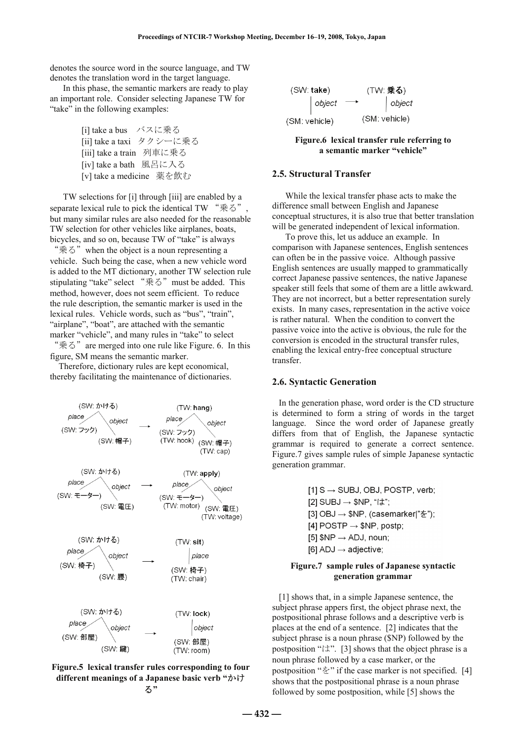denotes the source word in the source language, and TW denotes the translation word in the target language.

In this phase, the semantic markers are ready to play an important role. Consider selecting Japanese TW for "take" in the following examples:

[i] take a bus　バスに乗る
[ii] take a taxi　タクシーに乗る
[iii] take a train　列車に乗る
[iv] take a bath　風呂に入る
[v] take a medicine　薬を飲む

TW selections for [i] through [iii] are enabled by a separate lexical rule to pick the identical TW "乗る", but many similar rules are also needed for the reasonable TW selection for other vehicles like airplanes, boats, bicycles, and so on, because TW of "take" is always "乗る" when the object is a noun representing a vehicle. Such being the case, when a new vehicle word is added to the MT dictionary, another TW selection rule stipulating "take" select "乗る" must be added. This method, however, does not seem efficient. To reduce the rule description, the semantic marker is used in the lexical rules. Vehicle words, such as "bus", "train", "airplane", "boat", are attached with the semantic marker "vehicle", and many rules in "take" to select "乗る" are merged into one rule like Figure. 6. In this figure, SM means the semantic marker.

Therefore, dictionary rules are kept economical, thereby facilitating the maintenance of dictionaries.

**Figure.5 lexical transfer rules corresponding to four different meanings of a Japanese basic verb "かける"**

**Figure.6 lexical transfer rule referring to a semantic marker "vehicle"**

## 2.5. Structural Transfer

While the lexical transfer phase acts to make the difference small between English and Japanese conceptual structures, it is also true that better translation will be generated independent of lexical information.

To prove this, let us adduce an example. In comparison with Japanese sentences, English sentences can often be in the passive voice. Although passive English sentences are usually mapped to grammatically correct Japanese passive sentences, the native Japanese speaker still feels that some of them are a little awkward. They are not incorrect, but a better representation surely exists. In many cases, representation in the active voice is rather natural. When the condition to convert the passive voice into the active is obvious, the rule for the conversion is encoded in the structural transfer rules, enabling the lexical entry-free conceptual structure transfer.

## 2.6. Syntactic Generation

In the generation phase, word order is the CD structure is determined to form a string of words in the target language. Since the word order of Japanese greatly differs from that of English, the Japanese syntactic grammar is required to generate a correct sentence. Figure.7 gives sample rules of simple Japanese syntactic generation grammar.

[1] S → SUBJ, OBJ, POSTP, verb;
[2] SUBJ → $NP, "は";
[3] OBJ → $NP, (casemarker|"を");
[4] POSTP → $NP, postp;
[5] $NP → ADJ, noun;
[6] ADJ → adjective;

**Figure.7 sample rules of Japanese syntactic generation grammar**

[1] shows that, in a simple Japanese sentence, the subject phrase appers first, the object phrase next, the postpositional phrase follows and a descriptive verb is places at the end of a sentence. [2] indicates that the subject phrase is a noun phrase ($NP) followed by the postposition "は". [3] shows that the object phrase is a noun phrase followed by a case marker, or the postposition "を" if the case marker is not specified. [4] shows that the postpositional phrase is a noun phrase followed by some postposition, while [5] shows the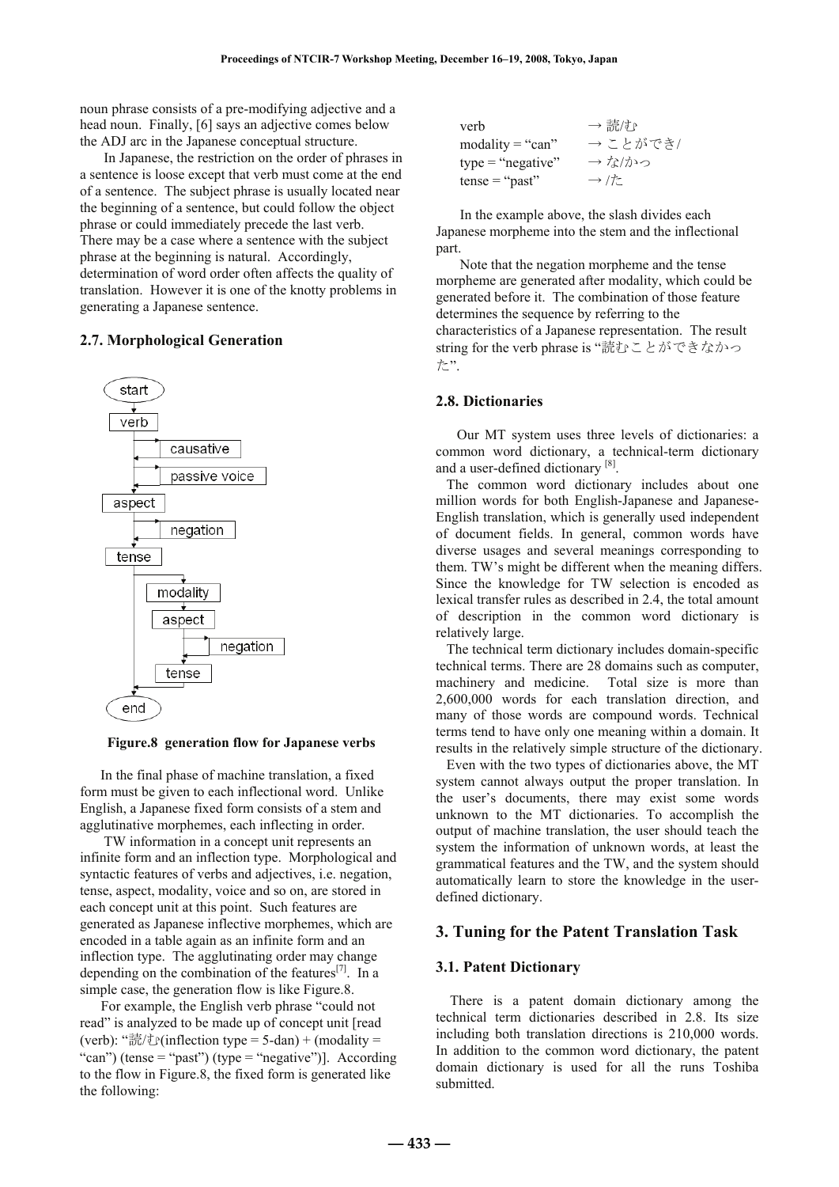noun phrase consists of a pre-modifying adjective and a head noun. Finally, [6] says an adjective comes below the ADJ arc in the Japanese conceptual structure.

In Japanese, the restriction on the order of phrases in a sentence is loose except that verb must come at the end of a sentence. The subject phrase is usually located near the beginning of a sentence, but could follow the object phrase or could immediately precede the last verb. There may be a case where a sentence with the subject phrase at the beginning is natural. Accordingly, determination of word order often affects the quality of translation. However it is one of the knotty problems in generating a Japanese sentence.

### 2.7. Morphological Generation

start → verb → (causative) → (passive voice) → aspect → (negation) → tense → (modality → aspect → (negation) → tense) → end

**Figure.8 generation flow for Japanese verbs**

In the final phase of machine translation, a fixed form must be given to each inflectional word. Unlike English, a Japanese fixed form consists of a stem and agglutinative morphemes, each inflecting in order.

TW information in a concept unit represents an infinite form and an inflection type. Morphological and syntactic features of verbs and adjectives, i.e. negation, tense, aspect, modality, voice and so on, are stored in each concept unit at this point. Such features are generated as Japanese inflective morphemes, which are encoded in a table again as an infinite form and an inflection type. The agglutinating order may change depending on the combination of the features[7]. In a simple case, the generation flow is like Figure.8.

For example, the English verb phrase "could not read" is analyzed to be made up of concept unit [read (verb): "読/む(inflection type = 5-dan) + (modality = "can") (tense = "past") (type = "negative")]. According to the flow in Figure.8, the fixed form is generated like the following:

| | |
|---|---|
| verb | → 読/む |
| modality = "can" | → ことができ/ |
| type = "negative" | → な/かっ |
| tense = "past" | → /た |

In the example above, the slash divides each Japanese morpheme into the stem and the inflectional part.

Note that the negation morpheme and the tense morpheme are generated after modality, which could be generated before it. The combination of those feature determines the sequence by referring to the characteristics of a Japanese representation. The result string for the verb phrase is "読むことができなかった".

### 2.8. Dictionaries

Our MT system uses three levels of dictionaries: a common word dictionary, a technical-term dictionary and a user-defined dictionary [8].

The common word dictionary includes about one million words for both English-Japanese and Japanese-English translation, which is generally used independent of document fields. In general, common words have diverse usages and several meanings corresponding to them. TW's might be different when the meaning differs. Since the knowledge for TW selection is encoded as lexical transfer rules as described in 2.4, the total amount of description in the common word dictionary is relatively large.

The technical term dictionary includes domain-specific technical terms. There are 28 domains such as computer, machinery and medicine. Total size is more than 2,600,000 words for each translation direction, and many of those words are compound words. Technical terms tend to have only one meaning within a domain. It results in the relatively simple structure of the dictionary.

Even with the two types of dictionaries above, the MT system cannot always output the proper translation. In the user's documents, there may exist some words unknown to the MT dictionaries. To accomplish the output of machine translation, the user should teach the system the information of unknown words, at least the grammatical features and the TW, and the system should automatically learn to store the knowledge in the user-defined dictionary.

## 3. Tuning for the Patent Translation Task

### 3.1. Patent Dictionary

There is a patent domain dictionary among the technical term dictionaries described in 2.8. Its size including both translation directions is 210,000 words. In addition to the common word dictionary, the patent domain dictionary is used for all the runs Toshiba submitted.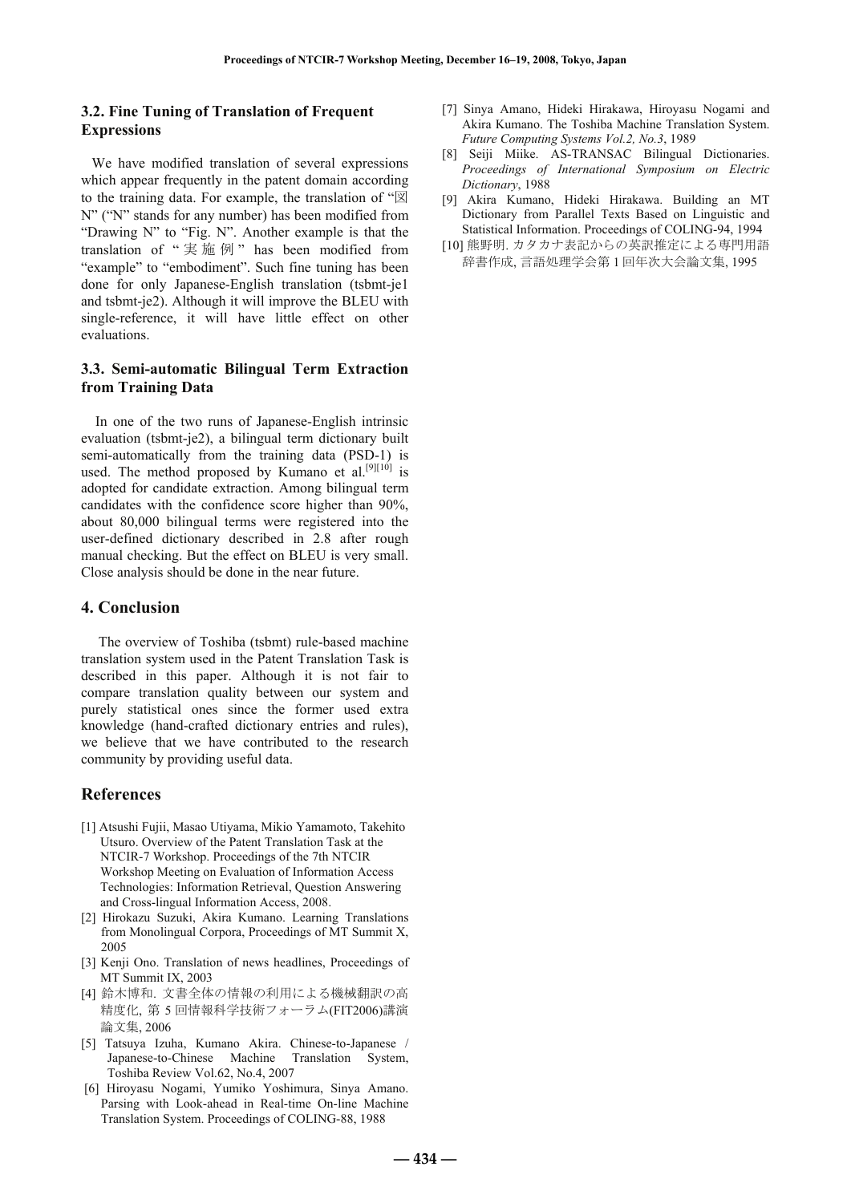### 3.2. Fine Tuning of Translation of Frequent Expressions

We have modified translation of several expressions which appear frequently in the patent domain according to the training data. For example, the translation of "図 N" ("N" stands for any number) has been modified from "Drawing N" to "Fig. N". Another example is that the translation of "実施例" has been modified from "example" to "embodiment". Such fine tuning has been done for only Japanese-English translation (tsbmt-je1 and tsbmt-je2). Although it will improve the BLEU with single-reference, it will have little effect on other evaluations.

### 3.3. Semi-automatic Bilingual Term Extraction from Training Data

In one of the two runs of Japanese-English intrinsic evaluation (tsbmt-je2), a bilingual term dictionary built semi-automatically from the training data (PSD-1) is used. The method proposed by Kumano et al.[9][10] is adopted for candidate extraction. Among bilingual term candidates with the confidence score higher than 90%, about 80,000 bilingual terms were registered into the user-defined dictionary described in 2.8 after rough manual checking. But the effect on BLEU is very small. Close analysis should be done in the near future.

## 4. Conclusion

The overview of Toshiba (tsbmt) rule-based machine translation system used in the Patent Translation Task is described in this paper. Although it is not fair to compare translation quality between our system and purely statistical ones since the former used extra knowledge (hand-crafted dictionary entries and rules), we believe that we have contributed to the research community by providing useful data.

## References

[1] Atsushi Fujii, Masao Utiyama, Mikio Yamamoto, Takehito Utsuro. Overview of the Patent Translation Task at the NTCIR-7 Workshop. Proceedings of the 7th NTCIR Workshop Meeting on Evaluation of Information Access Technologies: Information Retrieval, Question Answering and Cross-lingual Information Access, 2008.

[2] Hirokazu Suzuki, Akira Kumano. Learning Translations from Monolingual Corpora, Proceedings of MT Summit X, 2005

[3] Kenji Ono. Translation of news headlines, Proceedings of MT Summit IX, 2003

[4] 鈴木博和. 文書全体の情報の利用による機械翻訳の高精度化, 第 5 回情報科学技術フォーラム(FIT2006)講演論文集, 2006

[5] Tatsuya Izuha, Kumano Akira. Chinese-to-Japanese / Japanese-to-Chinese Machine Translation System, Toshiba Review Vol.62, No.4, 2007

[6] Hiroyasu Nogami, Yumiko Yoshimura, Sinya Amano. Parsing with Look-ahead in Real-time On-line Machine Translation System. Proceedings of COLING-88, 1988

[7] Sinya Amano, Hideki Hirakawa, Hiroyasu Nogami and Akira Kumano. The Toshiba Machine Translation System. *Future Computing Systems Vol.2, No.3*, 1989

[8] Seiji Miike. AS-TRANSAC Bilingual Dictionaries. *Proceedings of International Symposium on Electric Dictionary*, 1988

[9] Akira Kumano, Hideki Hirakawa. Building an MT Dictionary from Parallel Texts Based on Linguistic and Statistical Information. Proceedings of COLING-94, 1994

[10] 熊野明. カタカナ表記からの英訳推定による専門用語辞書作成, 言語処理学会第 1 回年次大会論文集, 1995